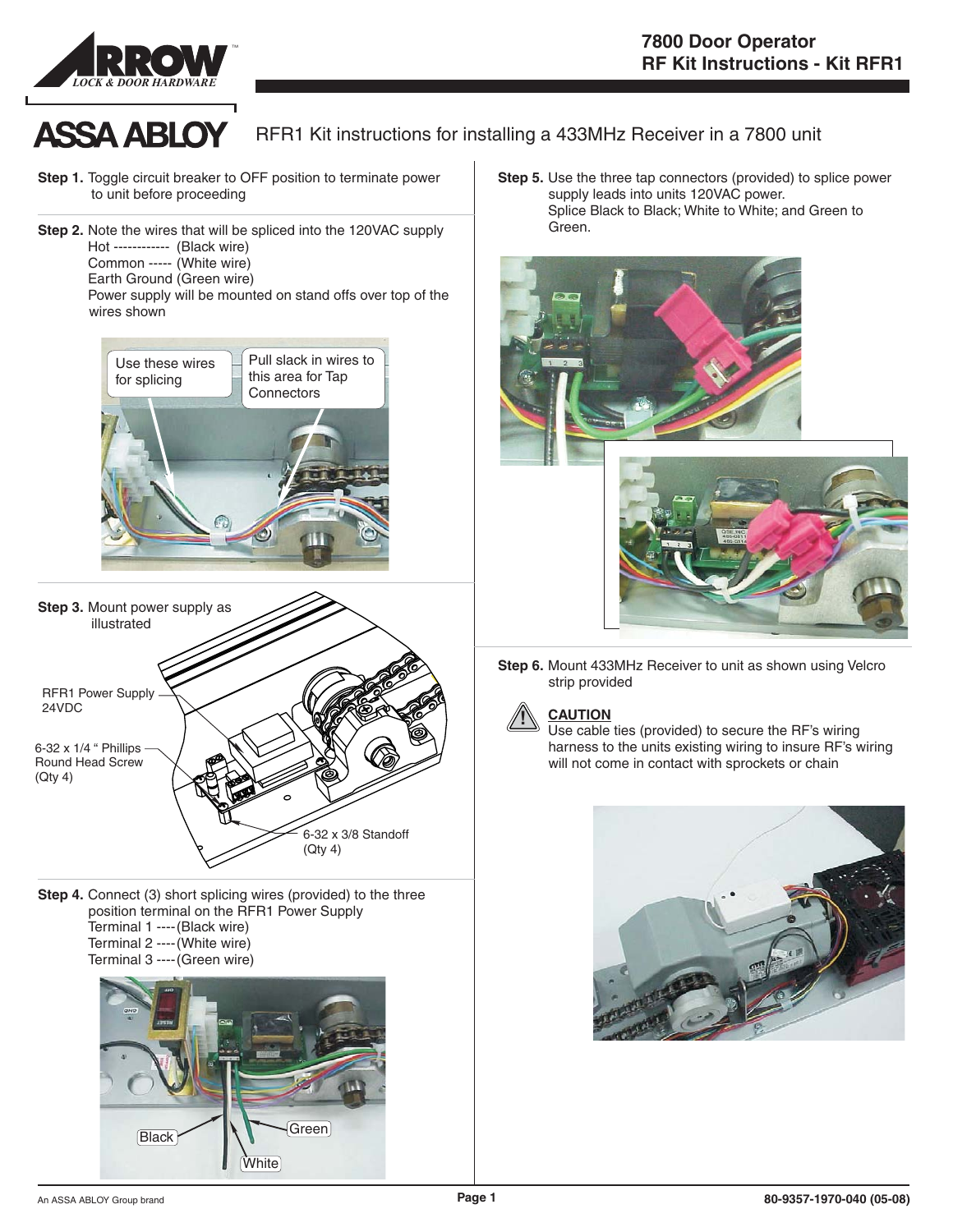# 7800 Door Operator
## RF Kit Instructions - Kit RFR1

RFR1 Kit instructions for installing a 433MHz Receiver in a 7800 unit

**Step 1.** Toggle circuit breaker to OFF position to terminate power to unit before proceeding

**Step 2.** Note the wires that will be spliced into the 120VAC supply
Hot ------------ (Black wire)
Common ----- (White wire)
Earth Ground (Green wire)
Power supply will be mounted on stand offs over top of the wires shown

Use these wires for splicing

Pull slack in wires to this area for Tap Connectors

**Step 3.** Mount power supply as illustrated

RFR1 Power Supply 24VDC

6-32 x 1/4 " Phillips Round Head Screw (Qty 4)

6-32 x 3/8 Standoff (Qty 4)

**Step 4.** Connect (3) short splicing wires (provided) to the three position terminal on the RFR1 Power Supply
Terminal 1 ---- (Black wire)
Terminal 2 ---- (White wire)
Terminal 3 ---- (Green wire)

Black
White
Green

**Step 5.** Use the three tap connectors (provided) to splice power supply leads into units 120VAC power.
Splice Black to Black; White to White; and Green to Green.

**Step 6.** Mount 433MHz Receiver to unit as shown using Velcro strip provided

**CAUTION**
Use cable ties (provided) to secure the RF's wiring harness to the units existing wiring to insure RF's wiring will not come in contact with sprockets or chain

An ASSA ABLOY Group brand

80-9357-1970-040 (05-08)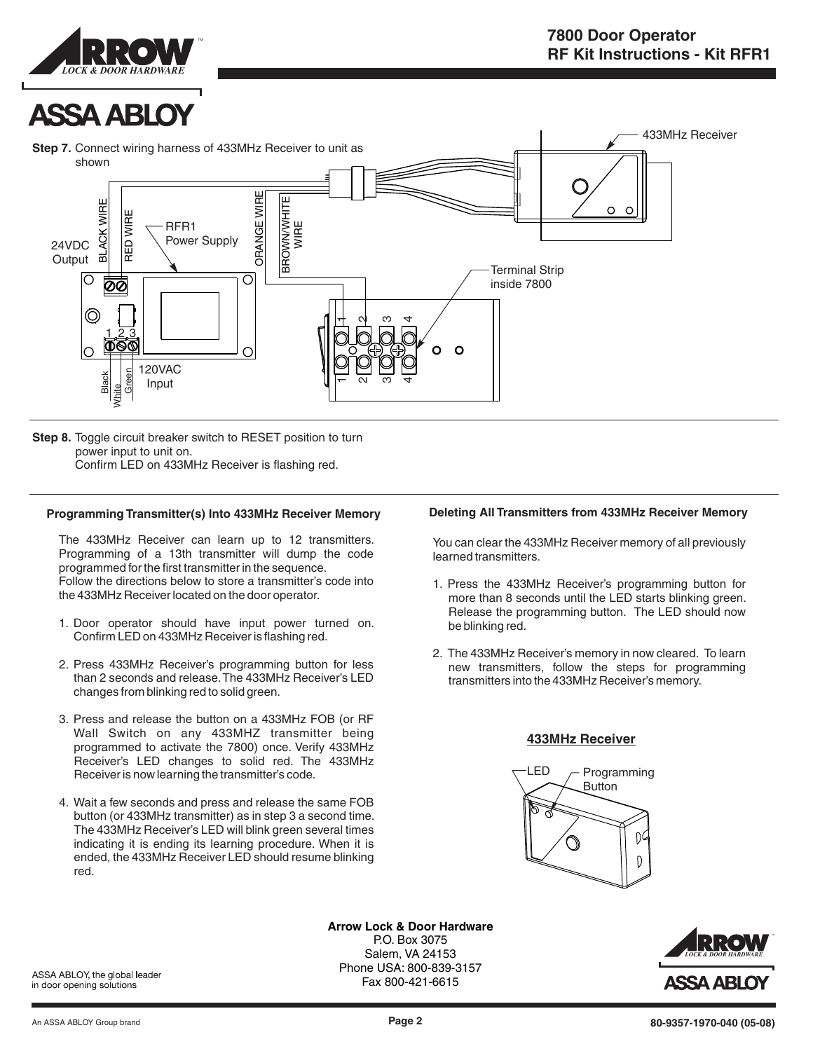## 7800 Door Operator RF Kit Instructions - Kit RFR1

**Step 7.** Connect wiring harness of 433MHz Receiver to unit as shown

433MHz Receiver

BLACK WIRE

RED WIRE

ORANGE WIRE

BROWN/WHITE WIRE

RFR1 Power Supply

24VDC Output

Terminal Strip inside 7800

1 2 3 4

120VAC Input

Black

White

Green

**Step 8.** Toggle circuit breaker switch to RESET position to turn power input to unit on.
Confirm LED on 433MHz Receiver is flashing red.

### Programming Transmitter(s) Into 433MHz Receiver Memory

The 433MHz Receiver can learn up to 12 transmitters. Programming of a 13th transmitter will dump the code programmed for the first transmitter in the sequence.
Follow the directions below to store a transmitter's code into the 433MHz Receiver located on the door operator.

1. Door operator should have input power turned on. Confirm LED on 433MHz Receiver is flashing red.

2. Press 433MHz Receiver's programming button for less than 2 seconds and release. The 433MHz Receiver's LED changes from blinking red to solid green.

3. Press and release the button on a 433MHz FOB (or RF Wall Switch on any 433MHZ transmitter being programmed to activate the 7800) once. Verify 433MHz Receiver's LED changes to solid red. The 433MHz Receiver is now learning the transmitter's code.

4. Wait a few seconds and press and release the same FOB button (or 433MHz transmitter) as in step 3 a second time. The 433MHz Receiver's LED will blink green several times indicating it is ending its learning procedure. When it is ended, the 433MHz Receiver LED should resume blinking red.

### Deleting All Transmitters from 433MHz Receiver Memory

You can clear the 433MHz Receiver memory of all previously learned transmitters.

1. Press the 433MHz Receiver's programming button for more than 8 seconds until the LED starts blinking green. Release the programming button. The LED should now be blinking red.

2. The 433MHz Receiver's memory in now cleared. To learn new transmitters, follow the steps for programming transmitters into the 433MHz Receiver's memory.

**433MHz Receiver**

LED

Programming Button

**Arrow Lock & Door Hardware**
P.O. Box 3075
Salem, VA 24153
Phone USA: 800-839-3157
Fax 800-421-6615

ASSA ABLOY, the global leader in door opening solutions

An ASSA ABLOY Group brand

80-9357-1970-040 (05-08)